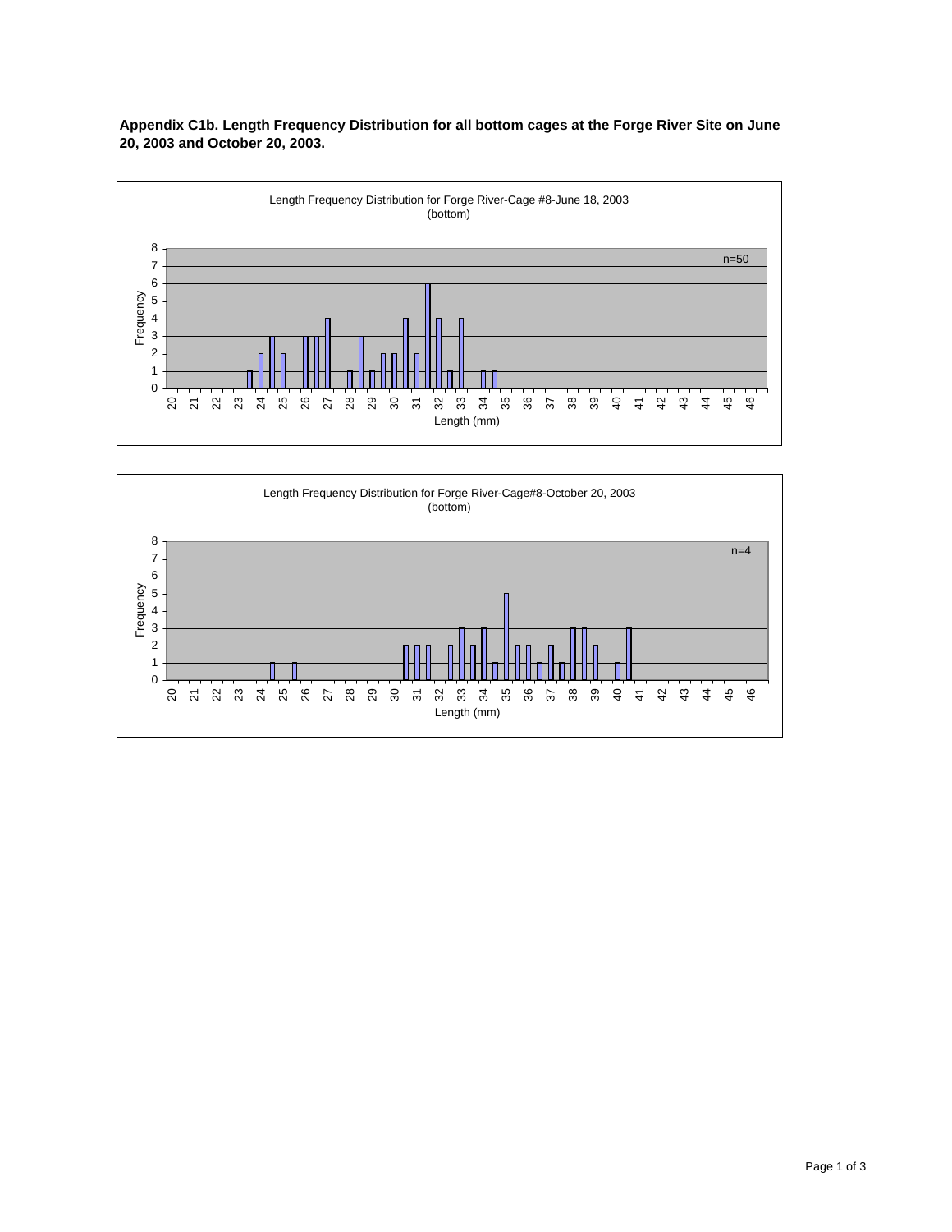**Appendix C1b. Length Frequency Distribution for all bottom cages at the Forge River Site on June 20, 2003 and October 20, 2003.**

Length Frequency Distribution for Forge River-Cage #8-June 18, 2003 (bottom)

n=50

Frequency

Length (mm)

Length Frequency Distribution for Forge River-Cage#8-October 20, 2003 (bottom)

n=4

Frequency

Length (mm)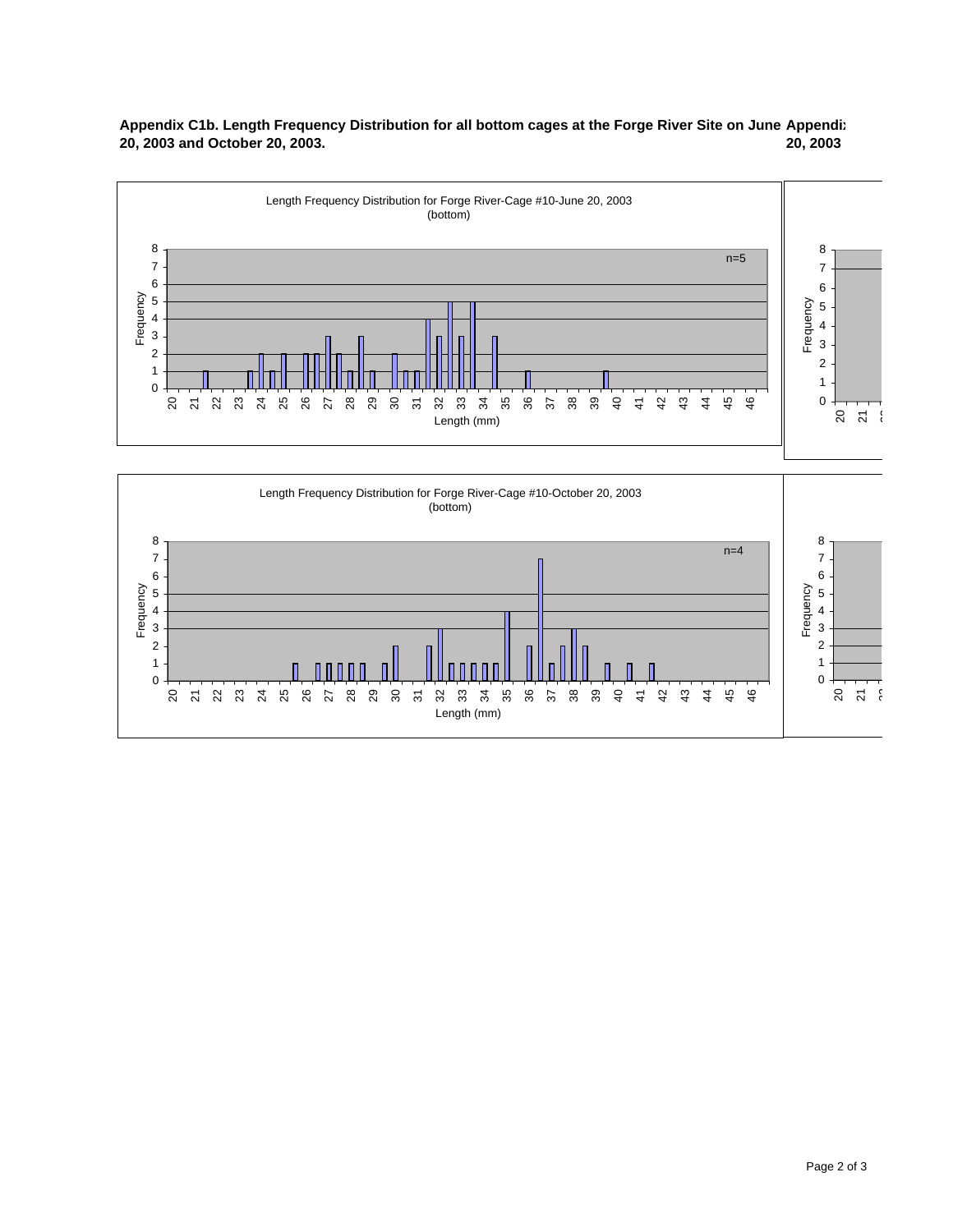**Appendix C1b. Length Frequency Distribution for all bottom cages at the Forge River Site on June 20, 2003 and October 20, 2003.**

Length Frequency Distribution for Forge River-Cage #10-June 20, 2003 (bottom)

n=5

Length Frequency Distribution for Forge River-Cage #10-October 20, 2003 (bottom)

n=4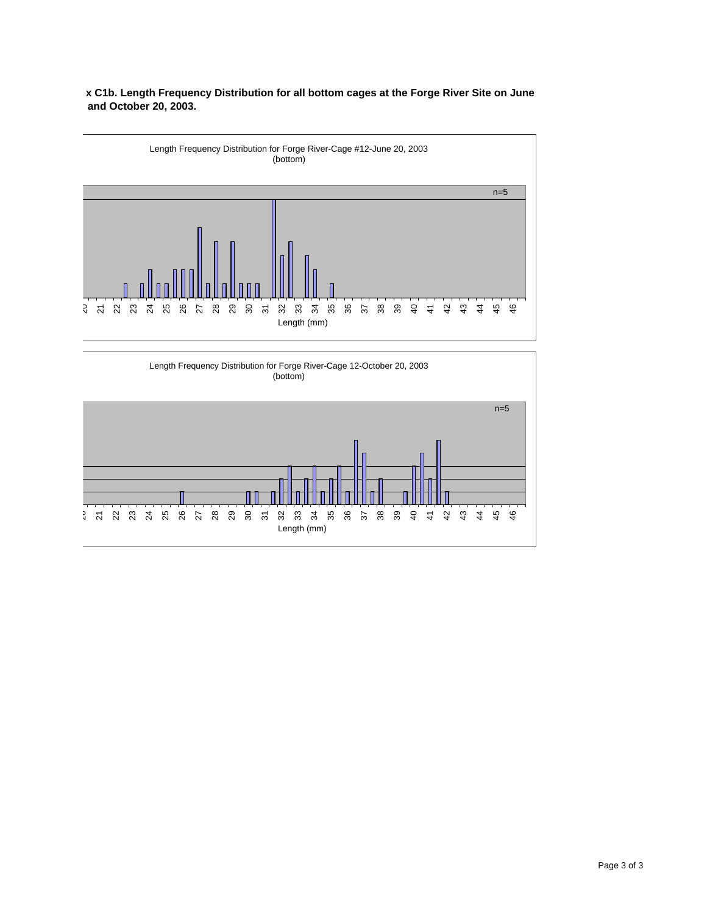**x C1b. Length Frequency Distribution for all bottom cages at the Forge River Site on June and October 20, 2003.**

Length Frequency Distribution for Forge River-Cage #12-June 20, 2003
(bottom)

n=5

20 21 22 23 24 25 26 27 28 29 30 31 32 33 34 35 36 37 38 39 40 41 42 43 44 45 46

Length (mm)

Length Frequency Distribution for Forge River-Cage 12-October 20, 2003
(bottom)

n=5

20 21 22 23 24 25 26 27 28 29 30 31 32 33 34 35 36 37 38 39 40 41 42 43 44 45 46

Length (mm)